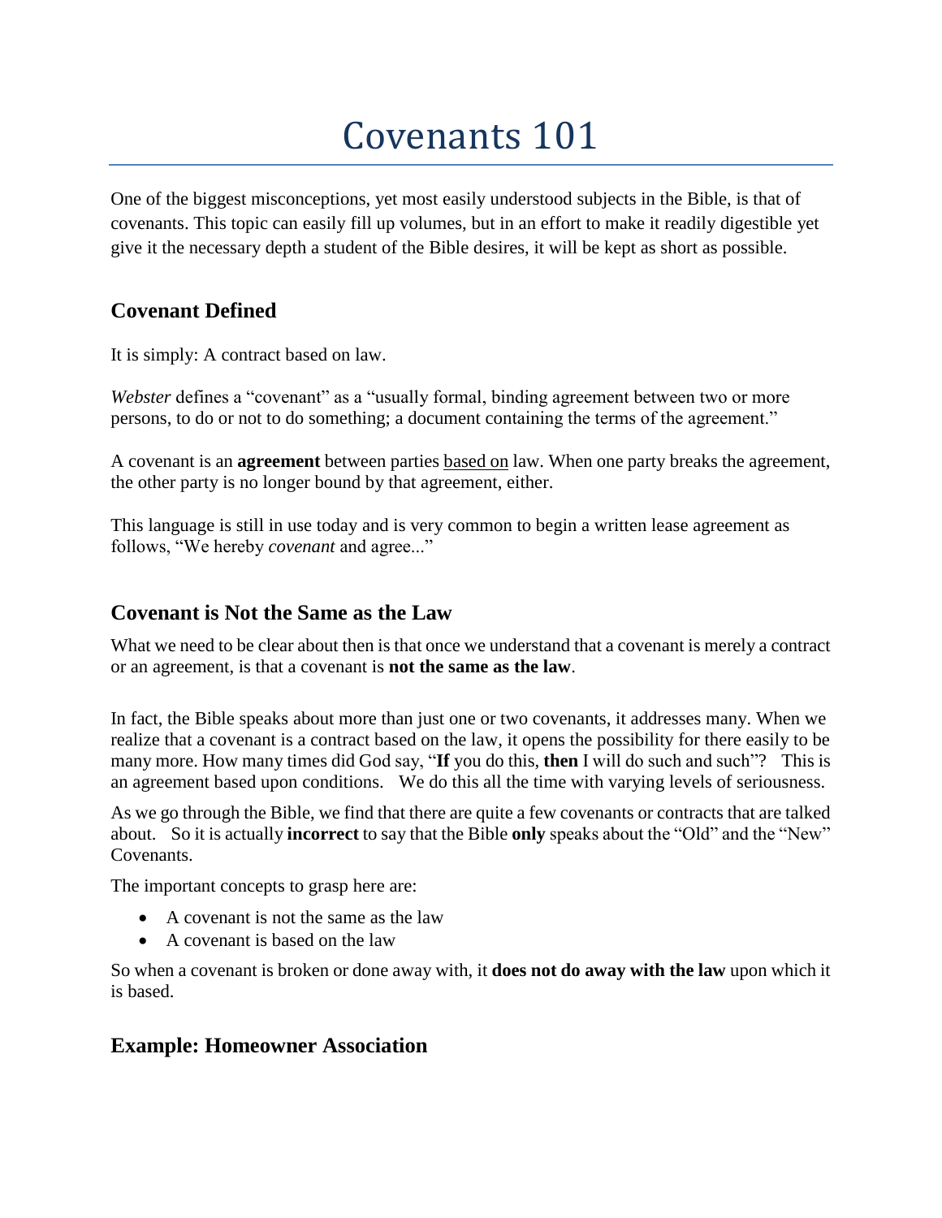# Covenants 101

One of the biggest misconceptions, yet most easily understood subjects in the Bible, is that of covenants. This topic can easily fill up volumes, but in an effort to make it readily digestible yet give it the necessary depth a student of the Bible desires, it will be kept as short as possible.

## Covenant Defined

It is simply: A contract based on law.

*Webster* defines a "covenant" as a "usually formal, binding agreement between two or more persons, to do or not to do something; a document containing the terms of the agreement."

A covenant is an **agreement** between parties based on law. When one party breaks the agreement, the other party is no longer bound by that agreement, either.

This language is still in use today and is very common to begin a written lease agreement as follows, "We hereby *covenant* and agree..."

## Covenant is Not the Same as the Law

What we need to be clear about then is that once we understand that a covenant is merely a contract or an agreement, is that a covenant is **not the same as the law**.

In fact, the Bible speaks about more than just one or two covenants, it addresses many. When we realize that a covenant is a contract based on the law, it opens the possibility for there easily to be many more. How many times did God say, "**If** you do this, **then** I will do such and such"? This is an agreement based upon conditions. We do this all the time with varying levels of seriousness.

As we go through the Bible, we find that there are quite a few covenants or contracts that are talked about. So it is actually **incorrect** to say that the Bible **only** speaks about the "Old" and the "New" Covenants.

The important concepts to grasp here are:

- A covenant is not the same as the law
- A covenant is based on the law

So when a covenant is broken or done away with, it **does not do away with the law** upon which it is based.

## Example: Homeowner Association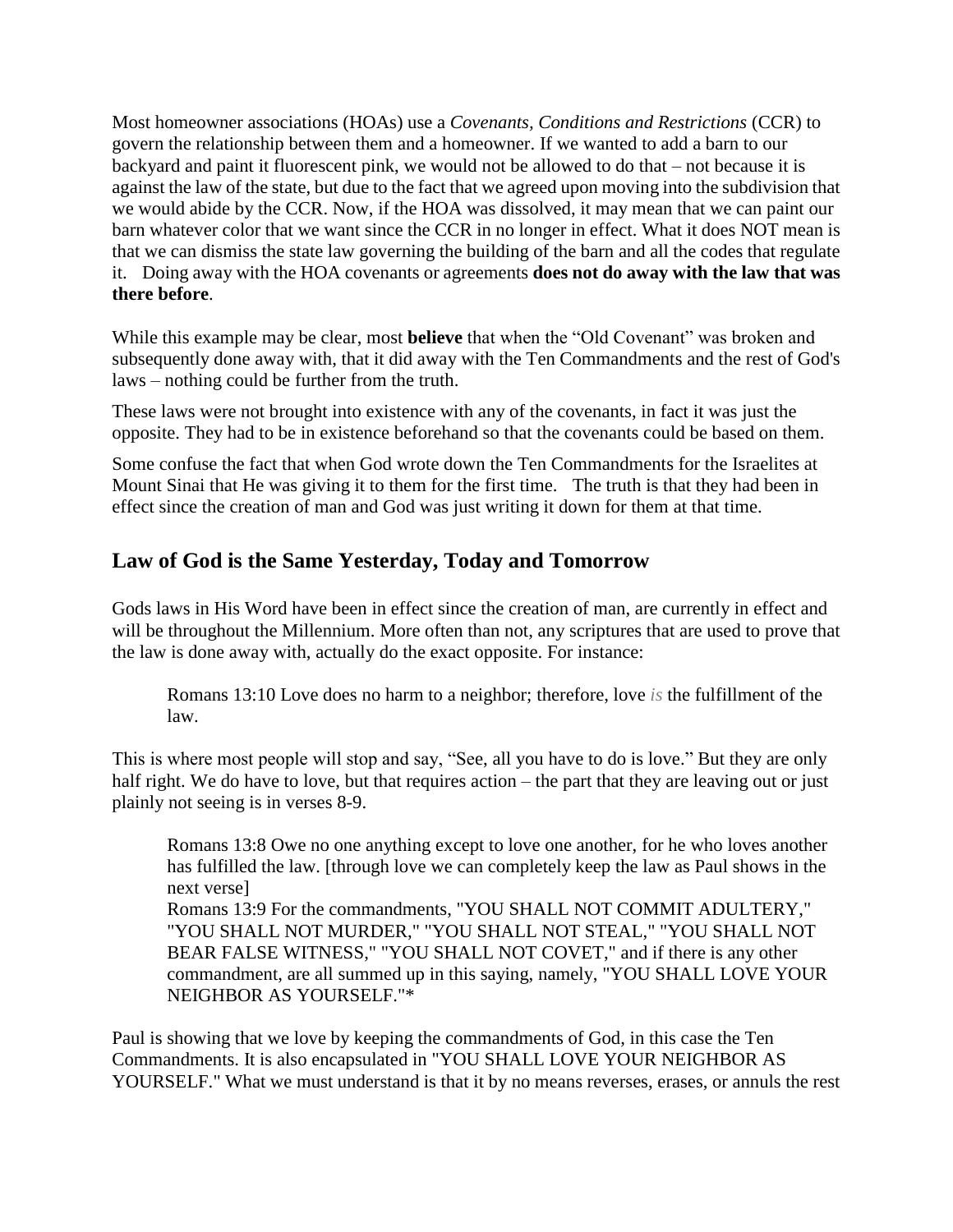Most homeowner associations (HOAs) use a *Covenants, Conditions and Restrictions* (CCR) to govern the relationship between them and a homeowner. If we wanted to add a barn to our backyard and paint it fluorescent pink, we would not be allowed to do that – not because it is against the law of the state, but due to the fact that we agreed upon moving into the subdivision that we would abide by the CCR. Now, if the HOA was dissolved, it may mean that we can paint our barn whatever color that we want since the CCR in no longer in effect. What it does NOT mean is that we can dismiss the state law governing the building of the barn and all the codes that regulate it. Doing away with the HOA covenants or agreements **does not do away with the law that was there before**.

While this example may be clear, most **believe** that when the "Old Covenant" was broken and subsequently done away with, that it did away with the Ten Commandments and the rest of God's laws – nothing could be further from the truth.

These laws were not brought into existence with any of the covenants, in fact it was just the opposite. They had to be in existence beforehand so that the covenants could be based on them.

Some confuse the fact that when God wrote down the Ten Commandments for the Israelites at Mount Sinai that He was giving it to them for the first time. The truth is that they had been in effect since the creation of man and God was just writing it down for them at that time.

## Law of God is the Same Yesterday, Today and Tomorrow

Gods laws in His Word have been in effect since the creation of man, are currently in effect and will be throughout the Millennium. More often than not, any scriptures that are used to prove that the law is done away with, actually do the exact opposite. For instance:

> Romans 13:10 Love does no harm to a neighbor; therefore, love *is* the fulfillment of the law.

This is where most people will stop and say, "See, all you have to do is love." But they are only half right. We do have to love, but that requires action – the part that they are leaving out or just plainly not seeing is in verses 8-9.

> Romans 13:8 Owe no one anything except to love one another, for he who loves another has fulfilled the law. [through love we can completely keep the law as Paul shows in the next verse]
> Romans 13:9 For the commandments, "YOU SHALL NOT COMMIT ADULTERY," "YOU SHALL NOT MURDER," "YOU SHALL NOT STEAL," "YOU SHALL NOT BEAR FALSE WITNESS," "YOU SHALL NOT COVET," and if there is any other commandment, are all summed up in this saying, namely, "YOU SHALL LOVE YOUR NEIGHBOR AS YOURSELF."*

Paul is showing that we love by keeping the commandments of God, in this case the Ten Commandments. It is also encapsulated in "YOU SHALL LOVE YOUR NEIGHBOR AS YOURSELF." What we must understand is that it by no means reverses, erases, or annuls the rest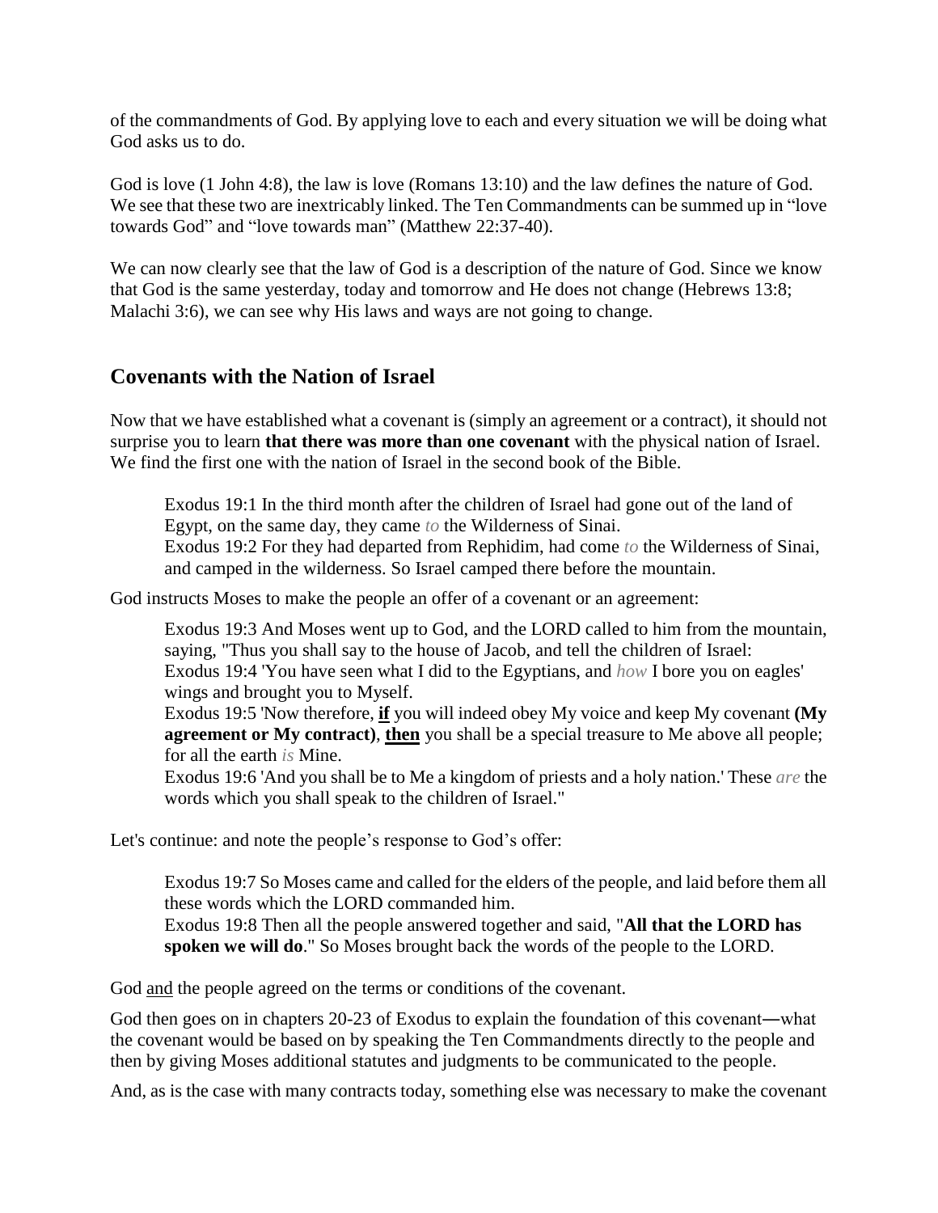of the commandments of God. By applying love to each and every situation we will be doing what God asks us to do.

God is love (1 John 4:8), the law is love (Romans 13:10) and the law defines the nature of God. We see that these two are inextricably linked. The Ten Commandments can be summed up in "love towards God" and "love towards man" (Matthew 22:37-40).

We can now clearly see that the law of God is a description of the nature of God. Since we know that God is the same yesterday, today and tomorrow and He does not change (Hebrews 13:8; Malachi 3:6), we can see why His laws and ways are not going to change.

## Covenants with the Nation of Israel

Now that we have established what a covenant is (simply an agreement or a contract), it should not surprise you to learn **that there was more than one covenant** with the physical nation of Israel. We find the first one with the nation of Israel in the second book of the Bible.

> Exodus 19:1 In the third month after the children of Israel had gone out of the land of Egypt, on the same day, they came *to* the Wilderness of Sinai.
> Exodus 19:2 For they had departed from Rephidim, had come *to* the Wilderness of Sinai, and camped in the wilderness. So Israel camped there before the mountain.

God instructs Moses to make the people an offer of a covenant or an agreement:

> Exodus 19:3 And Moses went up to God, and the LORD called to him from the mountain, saying, "Thus you shall say to the house of Jacob, and tell the children of Israel:
> Exodus 19:4 'You have seen what I did to the Egyptians, and *how* I bore you on eagles' wings and brought you to Myself.
> Exodus 19:5 'Now therefore, <u>**if**</u> you will indeed obey My voice and keep My covenant **(My agreement or My contract)**, <u>**then**</u> you shall be a special treasure to Me above all people; for all the earth *is* Mine.
> Exodus 19:6 'And you shall be to Me a kingdom of priests and a holy nation.' These *are* the words which you shall speak to the children of Israel."

Let's continue: and note the people's response to God's offer:

> Exodus 19:7 So Moses came and called for the elders of the people, and laid before them all these words which the LORD commanded him.
> Exodus 19:8 Then all the people answered together and said, "**All that the LORD has spoken we will do**." So Moses brought back the words of the people to the LORD.

God <u>and</u> the people agreed on the terms or conditions of the covenant.

God then goes on in chapters 20-23 of Exodus to explain the foundation of this covenant—what the covenant would be based on by speaking the Ten Commandments directly to the people and then by giving Moses additional statutes and judgments to be communicated to the people.

And, as is the case with many contracts today, something else was necessary to make the covenant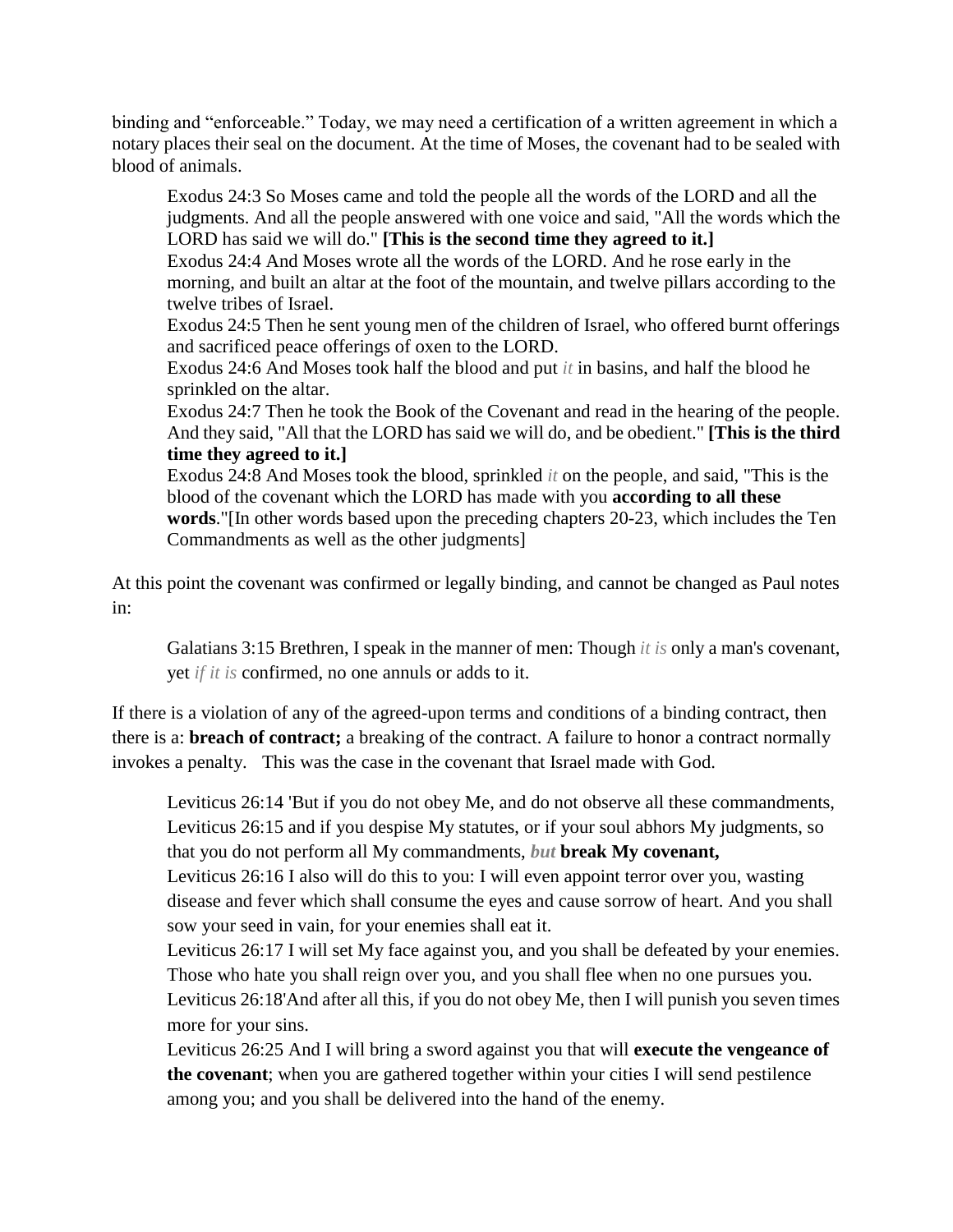binding and "enforceable." Today, we may need a certification of a written agreement in which a notary places their seal on the document. At the time of Moses, the covenant had to be sealed with blood of animals.

> Exodus 24:3 So Moses came and told the people all the words of the LORD and all the judgments. And all the people answered with one voice and said, "All the words which the LORD has said we will do." **[This is the second time they agreed to it.]**
> Exodus 24:4 And Moses wrote all the words of the LORD. And he rose early in the morning, and built an altar at the foot of the mountain, and twelve pillars according to the twelve tribes of Israel.
> Exodus 24:5 Then he sent young men of the children of Israel, who offered burnt offerings and sacrificed peace offerings of oxen to the LORD.
> Exodus 24:6 And Moses took half the blood and put *it* in basins, and half the blood he sprinkled on the altar.
> Exodus 24:7 Then he took the Book of the Covenant and read in the hearing of the people. And they said, "All that the LORD has said we will do, and be obedient." **[This is the third time they agreed to it.]**
> Exodus 24:8 And Moses took the blood, sprinkled *it* on the people, and said, "This is the blood of the covenant which the LORD has made with you **according to all these words**."[In other words based upon the preceding chapters 20-23, which includes the Ten Commandments as well as the other judgments]

At this point the covenant was confirmed or legally binding, and cannot be changed as Paul notes in:

> Galatians 3:15 Brethren, I speak in the manner of men: Though *it is* only a man's covenant, yet *if it is* confirmed, no one annuls or adds to it.

If there is a violation of any of the agreed-upon terms and conditions of a binding contract, then there is a: **breach of contract;** a breaking of the contract. A failure to honor a contract normally invokes a penalty. This was the case in the covenant that Israel made with God.

> Leviticus 26:14 'But if you do not obey Me, and do not observe all these commandments,
> Leviticus 26:15 and if you despise My statutes, or if your soul abhors My judgments, so that you do not perform all My commandments, ***but*** **break My covenant,**
> Leviticus 26:16 I also will do this to you: I will even appoint terror over you, wasting disease and fever which shall consume the eyes and cause sorrow of heart. And you shall sow your seed in vain, for your enemies shall eat it.
> Leviticus 26:17 I will set My face against you, and you shall be defeated by your enemies. Those who hate you shall reign over you, and you shall flee when no one pursues you.
> Leviticus 26:18'And after all this, if you do not obey Me, then I will punish you seven times more for your sins.
> Leviticus 26:25 And I will bring a sword against you that will **execute the vengeance of the covenant**; when you are gathered together within your cities I will send pestilence among you; and you shall be delivered into the hand of the enemy.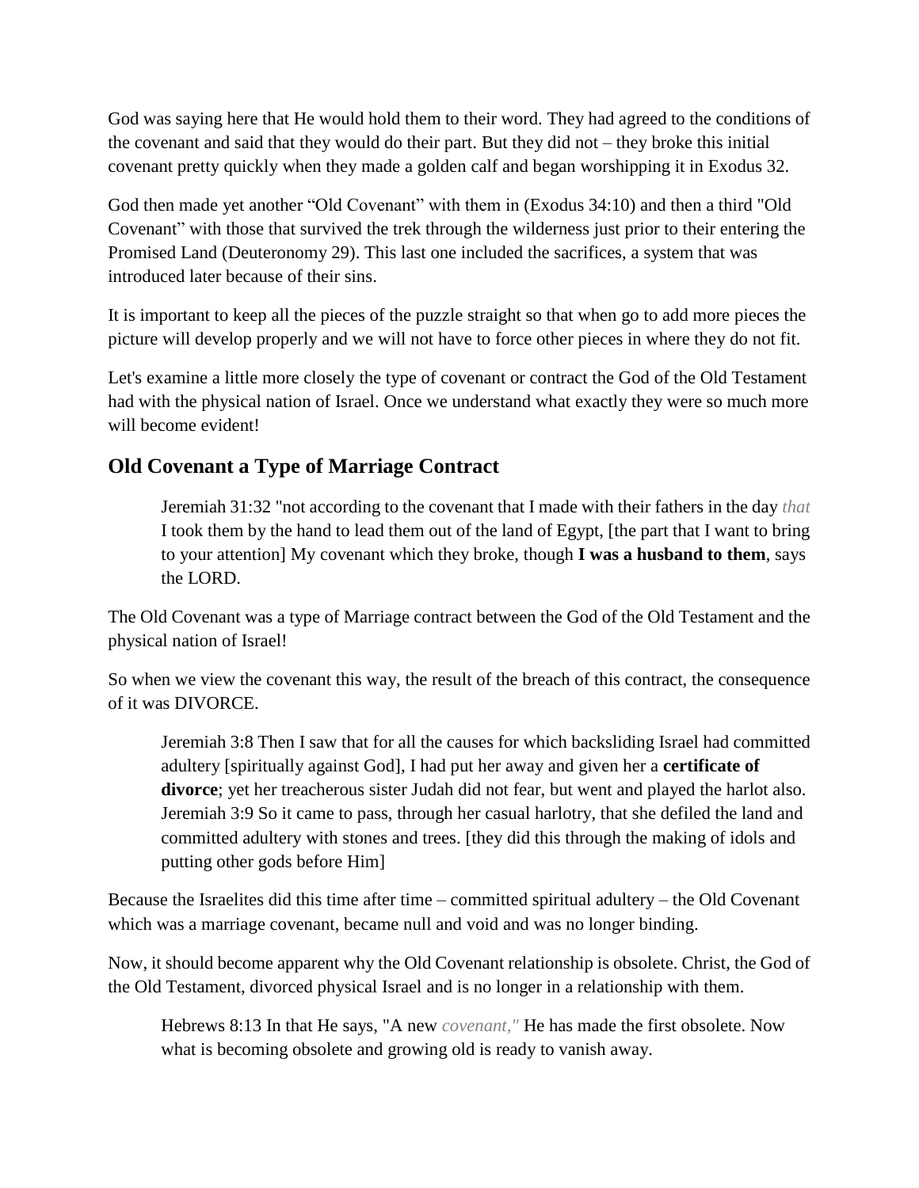God was saying here that He would hold them to their word. They had agreed to the conditions of the covenant and said that they would do their part. But they did not – they broke this initial covenant pretty quickly when they made a golden calf and began worshipping it in Exodus 32.

God then made yet another "Old Covenant" with them in (Exodus 34:10) and then a third "Old Covenant" with those that survived the trek through the wilderness just prior to their entering the Promised Land (Deuteronomy 29). This last one included the sacrifices, a system that was introduced later because of their sins.

It is important to keep all the pieces of the puzzle straight so that when go to add more pieces the picture will develop properly and we will not have to force other pieces in where they do not fit.

Let's examine a little more closely the type of covenant or contract the God of the Old Testament had with the physical nation of Israel. Once we understand what exactly they were so much more will become evident!

## Old Covenant a Type of Marriage Contract

> Jeremiah 31:32 "not according to the covenant that I made with their fathers in the day *that* I took them by the hand to lead them out of the land of Egypt, [the part that I want to bring to your attention] My covenant which they broke, though **I was a husband to them**, says the LORD.

The Old Covenant was a type of Marriage contract between the God of the Old Testament and the physical nation of Israel!

So when we view the covenant this way, the result of the breach of this contract, the consequence of it was DIVORCE.

> Jeremiah 3:8 Then I saw that for all the causes for which backsliding Israel had committed adultery [spiritually against God], I had put her away and given her a **certificate of divorce**; yet her treacherous sister Judah did not fear, but went and played the harlot also. Jeremiah 3:9 So it came to pass, through her casual harlotry, that she defiled the land and committed adultery with stones and trees. [they did this through the making of idols and putting other gods before Him]

Because the Israelites did this time after time – committed spiritual adultery – the Old Covenant which was a marriage covenant, became null and void and was no longer binding.

Now, it should become apparent why the Old Covenant relationship is obsolete. Christ, the God of the Old Testament, divorced physical Israel and is no longer in a relationship with them.

> Hebrews 8:13 In that He says, "A new *covenant,"* He has made the first obsolete. Now what is becoming obsolete and growing old is ready to vanish away.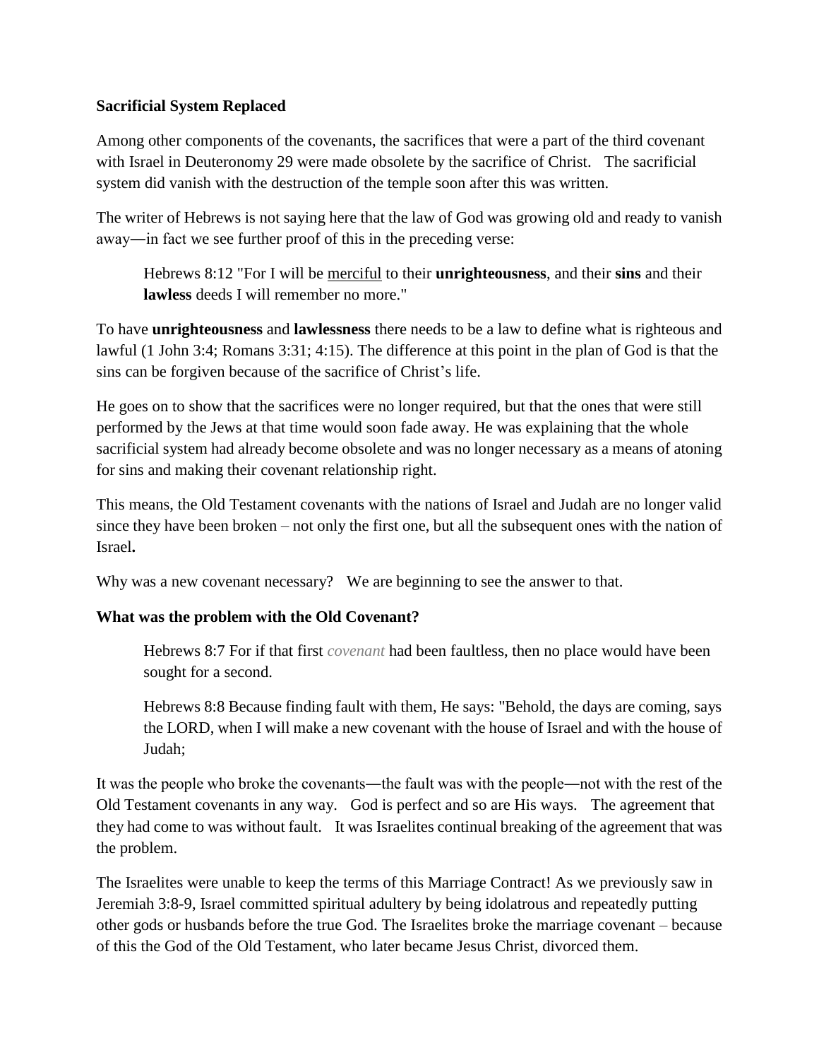**Sacrificial System Replaced**

Among other components of the covenants, the sacrifices that were a part of the third covenant with Israel in Deuteronomy 29 were made obsolete by the sacrifice of Christ. The sacrificial system did vanish with the destruction of the temple soon after this was written.

The writer of Hebrews is not saying here that the law of God was growing old and ready to vanish away—in fact we see further proof of this in the preceding verse:

> Hebrews 8:12 "For I will be <u>merciful</u> to their **unrighteousness**, and their **sins** and their **lawless** deeds I will remember no more."

To have **unrighteousness** and **lawlessness** there needs to be a law to define what is righteous and lawful (1 John 3:4; Romans 3:31; 4:15). The difference at this point in the plan of God is that the sins can be forgiven because of the sacrifice of Christ's life.

He goes on to show that the sacrifices were no longer required, but that the ones that were still performed by the Jews at that time would soon fade away. He was explaining that the whole sacrificial system had already become obsolete and was no longer necessary as a means of atoning for sins and making their covenant relationship right.

This means, the Old Testament covenants with the nations of Israel and Judah are no longer valid since they have been broken – not only the first one, but all the subsequent ones with the nation of Israel**.**

Why was a new covenant necessary? We are beginning to see the answer to that.

**What was the problem with the Old Covenant?**

> Hebrews 8:7 For if that first *covenant* had been faultless, then no place would have been sought for a second.
>
> Hebrews 8:8 Because finding fault with them, He says: "Behold, the days are coming, says the LORD, when I will make a new covenant with the house of Israel and with the house of Judah;

It was the people who broke the covenants—the fault was with the people—not with the rest of the Old Testament covenants in any way. God is perfect and so are His ways. The agreement that they had come to was without fault. It was Israelites continual breaking of the agreement that was the problem.

The Israelites were unable to keep the terms of this Marriage Contract! As we previously saw in Jeremiah 3:8-9, Israel committed spiritual adultery by being idolatrous and repeatedly putting other gods or husbands before the true God. The Israelites broke the marriage covenant – because of this the God of the Old Testament, who later became Jesus Christ, divorced them.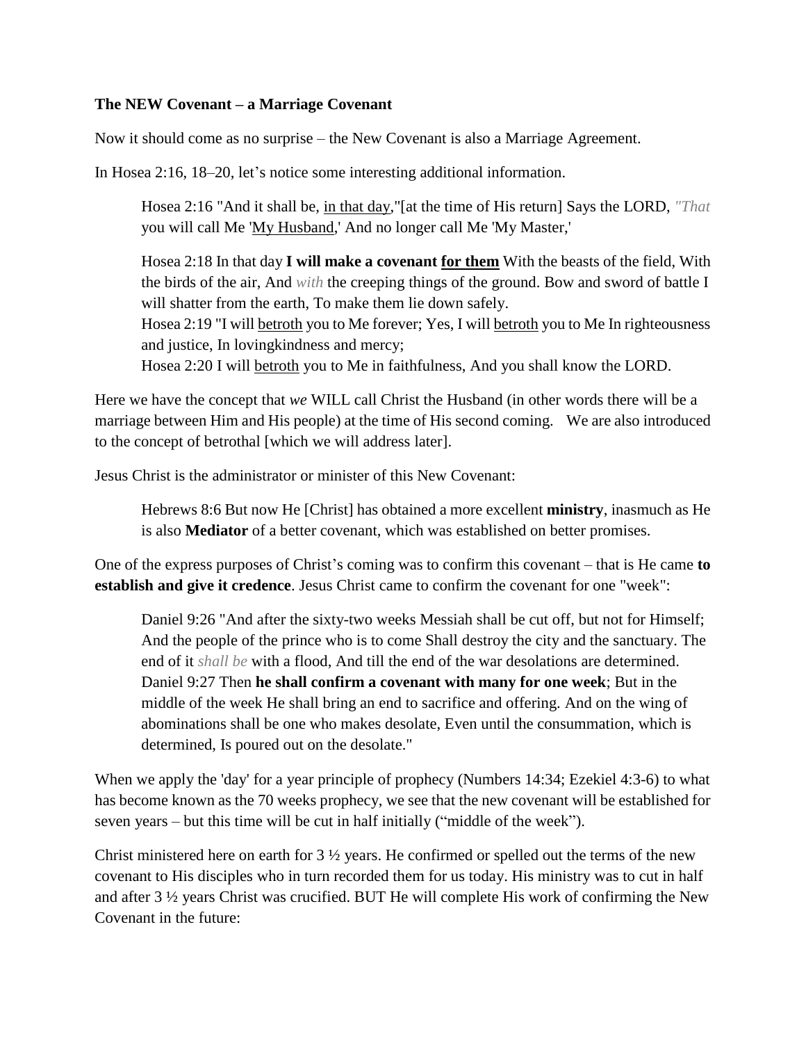**The NEW Covenant – a Marriage Covenant**

Now it should come as no surprise – the New Covenant is also a Marriage Agreement.

In Hosea 2:16, 18–20, let's notice some interesting additional information.

> Hosea 2:16 "And it shall be, <u>in that day</u>,"[at the time of His return] Says the LORD, *"That* you will call Me '<u>My Husband</u>,' And no longer call Me 'My Master,'
>
> Hosea 2:18 In that day **I will make a covenant <u>for them</u>** With the beasts of the field, With the birds of the air, And *with* the creeping things of the ground. Bow and sword of battle I will shatter from the earth, To make them lie down safely.
> Hosea 2:19 "I will <u>betroth</u> you to Me forever; Yes, I will <u>betroth</u> you to Me In righteousness and justice, In lovingkindness and mercy;
> Hosea 2:20 I will <u>betroth</u> you to Me in faithfulness, And you shall know the LORD.

Here we have the concept that *we* WILL call Christ the Husband (in other words there will be a marriage between Him and His people) at the time of His second coming. We are also introduced to the concept of betrothal [which we will address later].

Jesus Christ is the administrator or minister of this New Covenant:

> Hebrews 8:6 But now He [Christ] has obtained a more excellent **ministry**, inasmuch as He is also **Mediator** of a better covenant, which was established on better promises.

One of the express purposes of Christ's coming was to confirm this covenant – that is He came **to establish and give it credence**. Jesus Christ came to confirm the covenant for one "week":

> Daniel 9:26 "And after the sixty-two weeks Messiah shall be cut off, but not for Himself; And the people of the prince who is to come Shall destroy the city and the sanctuary. The end of it *shall be* with a flood, And till the end of the war desolations are determined.
> Daniel 9:27 Then **he shall confirm a covenant with many for one week**; But in the middle of the week He shall bring an end to sacrifice and offering. And on the wing of abominations shall be one who makes desolate, Even until the consummation, which is determined, Is poured out on the desolate."

When we apply the 'day' for a year principle of prophecy (Numbers 14:34; Ezekiel 4:3-6) to what has become known as the 70 weeks prophecy, we see that the new covenant will be established for seven years – but this time will be cut in half initially ("middle of the week").

Christ ministered here on earth for 3 ½ years. He confirmed or spelled out the terms of the new covenant to His disciples who in turn recorded them for us today. His ministry was to cut in half and after 3 ½ years Christ was crucified. BUT He will complete His work of confirming the New Covenant in the future: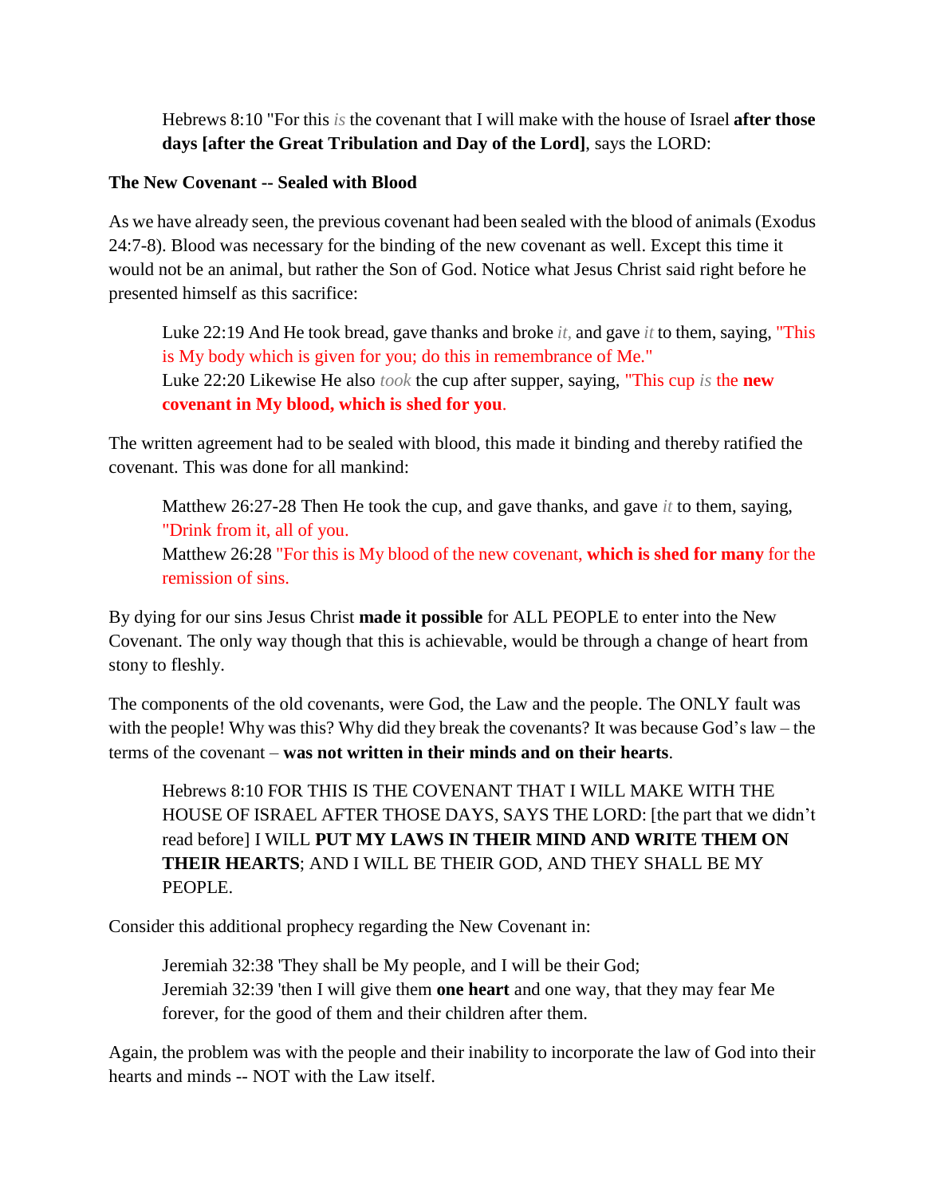> Hebrews 8:10 "For this *is* the covenant that I will make with the house of Israel **after those days [after the Great Tribulation and Day of the Lord]**, says the LORD:

**The New Covenant -- Sealed with Blood**

As we have already seen, the previous covenant had been sealed with the blood of animals (Exodus 24:7-8). Blood was necessary for the binding of the new covenant as well. Except this time it would not be an animal, but rather the Son of God. Notice what Jesus Christ said right before he presented himself as this sacrifice:

> Luke 22:19 And He took bread, gave thanks and broke *it,* and gave *it* to them, saying, "This is My body which is given for you; do this in remembrance of Me."
> Luke 22:20 Likewise He also *took* the cup after supper, saying, "This cup *is* the **new covenant in My blood, which is shed for you**.

The written agreement had to be sealed with blood, this made it binding and thereby ratified the covenant. This was done for all mankind:

> Matthew 26:27-28 Then He took the cup, and gave thanks, and gave *it* to them, saying, "Drink from it, all of you.
> Matthew 26:28 "For this is My blood of the new covenant, **which is shed for many** for the remission of sins.

By dying for our sins Jesus Christ **made it possible** for ALL PEOPLE to enter into the New Covenant. The only way though that this is achievable, would be through a change of heart from stony to fleshly.

The components of the old covenants, were God, the Law and the people. The ONLY fault was with the people! Why was this? Why did they break the covenants? It was because God's law – the terms of the covenant – **was not written in their minds and on their hearts**.

> Hebrews 8:10 FOR THIS IS THE COVENANT THAT I WILL MAKE WITH THE HOUSE OF ISRAEL AFTER THOSE DAYS, SAYS THE LORD: [the part that we didn't read before] I WILL **PUT MY LAWS IN THEIR MIND AND WRITE THEM ON THEIR HEARTS**; AND I WILL BE THEIR GOD, AND THEY SHALL BE MY PEOPLE.

Consider this additional prophecy regarding the New Covenant in:

> Jeremiah 32:38 'They shall be My people, and I will be their God;
> Jeremiah 32:39 'then I will give them **one heart** and one way, that they may fear Me forever, for the good of them and their children after them.

Again, the problem was with the people and their inability to incorporate the law of God into their hearts and minds -- NOT with the Law itself.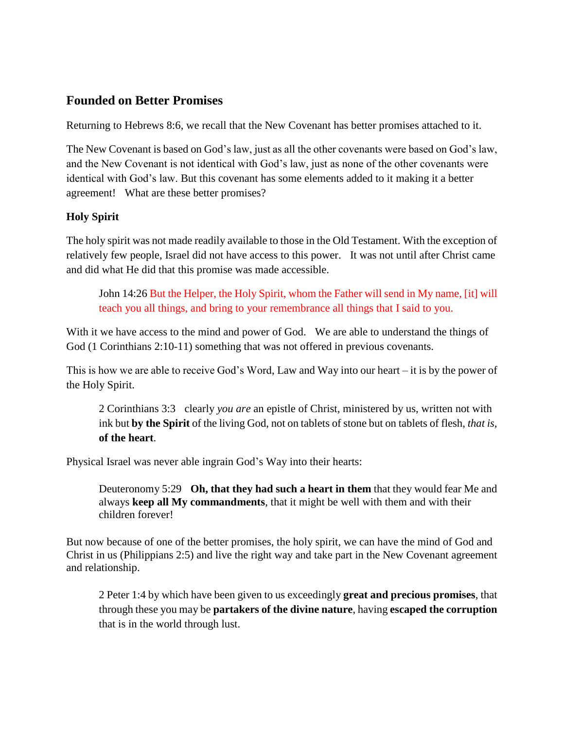## Founded on Better Promises

Returning to Hebrews 8:6, we recall that the New Covenant has better promises attached to it.

The New Covenant is based on God's law, just as all the other covenants were based on God's law, and the New Covenant is not identical with God's law, just as none of the other covenants were identical with God's law. But this covenant has some elements added to it making it a better agreement! What are these better promises?

### Holy Spirit

The holy spirit was not made readily available to those in the Old Testament. With the exception of relatively few people, Israel did not have access to this power. It was not until after Christ came and did what He did that this promise was made accessible.

> John 14:26 But the Helper, the Holy Spirit, whom the Father will send in My name, [it] will teach you all things, and bring to your remembrance all things that I said to you.

With it we have access to the mind and power of God. We are able to understand the things of God (1 Corinthians 2:10-11) something that was not offered in previous covenants.

This is how we are able to receive God's Word, Law and Way into our heart – it is by the power of the Holy Spirit.

> 2 Corinthians 3:3 clearly *you are* an epistle of Christ, ministered by us, written not with ink but **by the Spirit** of the living God, not on tablets of stone but on tablets of flesh, *that is*, **of the heart**.

Physical Israel was never able ingrain God's Way into their hearts:

> Deuteronomy 5:29 **Oh, that they had such a heart in them** that they would fear Me and always **keep all My commandments**, that it might be well with them and with their children forever!

But now because of one of the better promises, the holy spirit, we can have the mind of God and Christ in us (Philippians 2:5) and live the right way and take part in the New Covenant agreement and relationship.

> 2 Peter 1:4 by which have been given to us exceedingly **great and precious promises**, that through these you may be **partakers of the divine nature**, having **escaped the corruption** that is in the world through lust.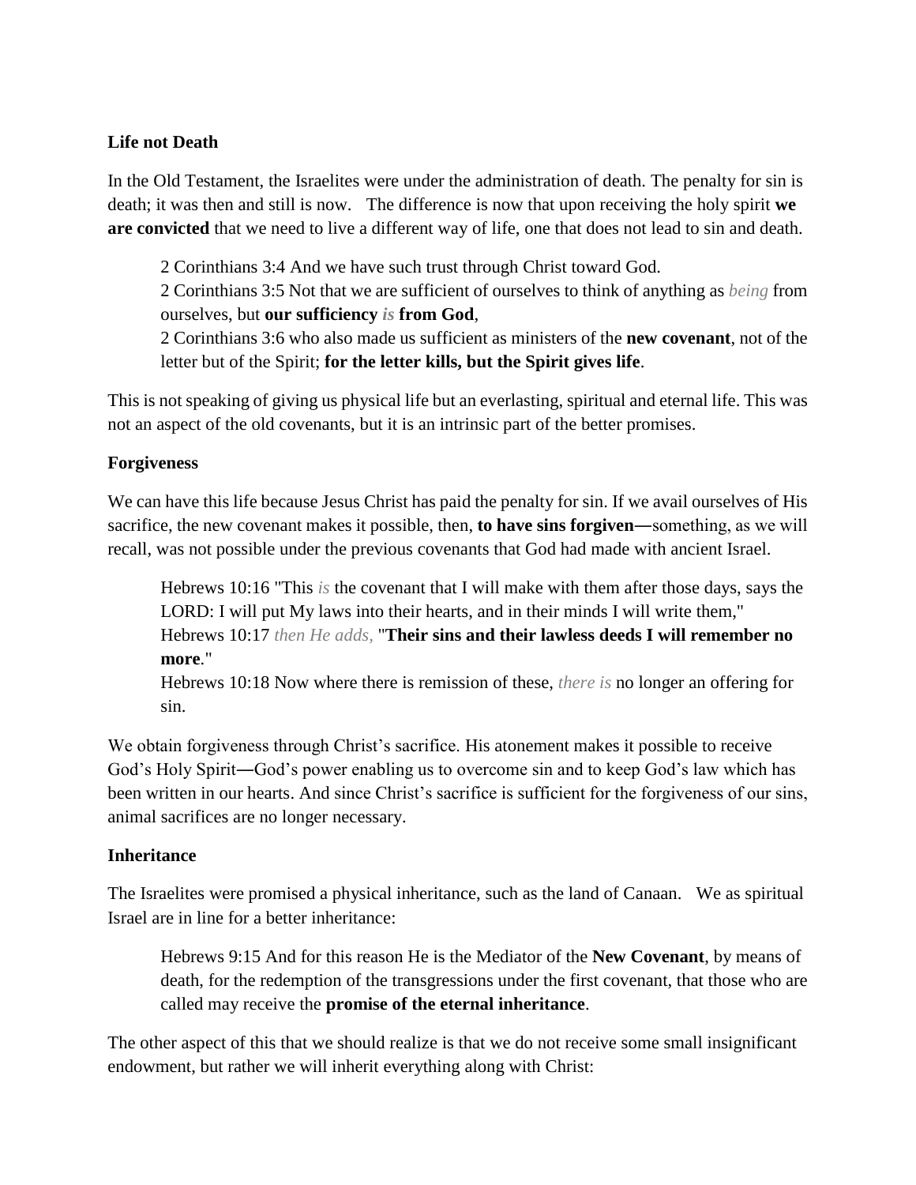**Life not Death**

In the Old Testament, the Israelites were under the administration of death. The penalty for sin is death; it was then and still is now. The difference is now that upon receiving the holy spirit **we are convicted** that we need to live a different way of life, one that does not lead to sin and death.

> 2 Corinthians 3:4 And we have such trust through Christ toward God.
> 2 Corinthians 3:5 Not that we are sufficient of ourselves to think of anything as *being* from ourselves, but **our sufficiency *is* from God**,
> 2 Corinthians 3:6 who also made us sufficient as ministers of the **new covenant**, not of the letter but of the Spirit; **for the letter kills, but the Spirit gives life**.

This is not speaking of giving us physical life but an everlasting, spiritual and eternal life. This was not an aspect of the old covenants, but it is an intrinsic part of the better promises.

**Forgiveness**

We can have this life because Jesus Christ has paid the penalty for sin. If we avail ourselves of His sacrifice, the new covenant makes it possible, then, **to have sins forgiven**—something, as we will recall, was not possible under the previous covenants that God had made with ancient Israel.

> Hebrews 10:16 "This *is* the covenant that I will make with them after those days, says the LORD: I will put My laws into their hearts, and in their minds I will write them,"
> Hebrews 10:17 *then He adds,* "**Their sins and their lawless deeds I will remember no more**."
> Hebrews 10:18 Now where there is remission of these, *there is* no longer an offering for sin.

We obtain forgiveness through Christ's sacrifice. His atonement makes it possible to receive God's Holy Spirit—God's power enabling us to overcome sin and to keep God's law which has been written in our hearts. And since Christ's sacrifice is sufficient for the forgiveness of our sins, animal sacrifices are no longer necessary.

**Inheritance**

The Israelites were promised a physical inheritance, such as the land of Canaan. We as spiritual Israel are in line for a better inheritance:

> Hebrews 9:15 And for this reason He is the Mediator of the **New Covenant**, by means of death, for the redemption of the transgressions under the first covenant, that those who are called may receive the **promise of the eternal inheritance**.

The other aspect of this that we should realize is that we do not receive some small insignificant endowment, but rather we will inherit everything along with Christ: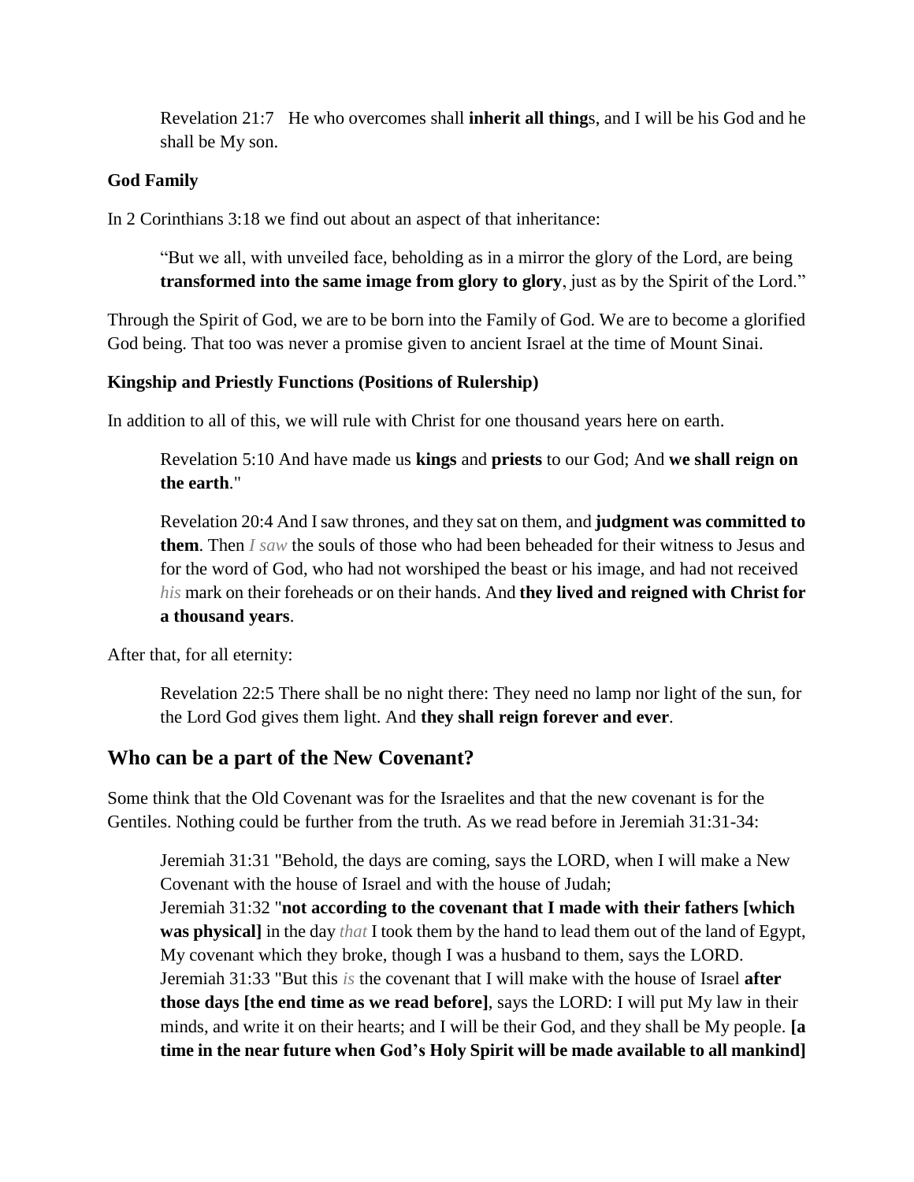> Revelation 21:7 He who overcomes shall **inherit all thing**s, and I will be his God and he shall be My son.

**God Family**

In 2 Corinthians 3:18 we find out about an aspect of that inheritance:

> "But we all, with unveiled face, beholding as in a mirror the glory of the Lord, are being **transformed into the same image from glory to glory**, just as by the Spirit of the Lord."

Through the Spirit of God, we are to be born into the Family of God. We are to become a glorified God being. That too was never a promise given to ancient Israel at the time of Mount Sinai.

**Kingship and Priestly Functions (Positions of Rulership)**

In addition to all of this, we will rule with Christ for one thousand years here on earth.

> Revelation 5:10 And have made us **kings** and **priests** to our God; And **we shall reign on the earth**."
>
> Revelation 20:4 And I saw thrones, and they sat on them, and **judgment was committed to them**. Then *I saw* the souls of those who had been beheaded for their witness to Jesus and for the word of God, who had not worshiped the beast or his image, and had not received *his* mark on their foreheads or on their hands. And **they lived and reigned with Christ for a thousand years**.

After that, for all eternity:

> Revelation 22:5 There shall be no night there: They need no lamp nor light of the sun, for the Lord God gives them light. And **they shall reign forever and ever**.

## Who can be a part of the New Covenant?

Some think that the Old Covenant was for the Israelites and that the new covenant is for the Gentiles. Nothing could be further from the truth. As we read before in Jeremiah 31:31-34:

> Jeremiah 31:31 "Behold, the days are coming, says the LORD, when I will make a New Covenant with the house of Israel and with the house of Judah;
> Jeremiah 31:32 "**not according to the covenant that I made with their fathers [which was physical]** in the day *that* I took them by the hand to lead them out of the land of Egypt, My covenant which they broke, though I was a husband to them, says the LORD.
> Jeremiah 31:33 "But this *is* the covenant that I will make with the house of Israel **after those days [the end time as we read before]**, says the LORD: I will put My law in their minds, and write it on their hearts; and I will be their God, and they shall be My people. **[a time in the near future when God's Holy Spirit will be made available to all mankind]**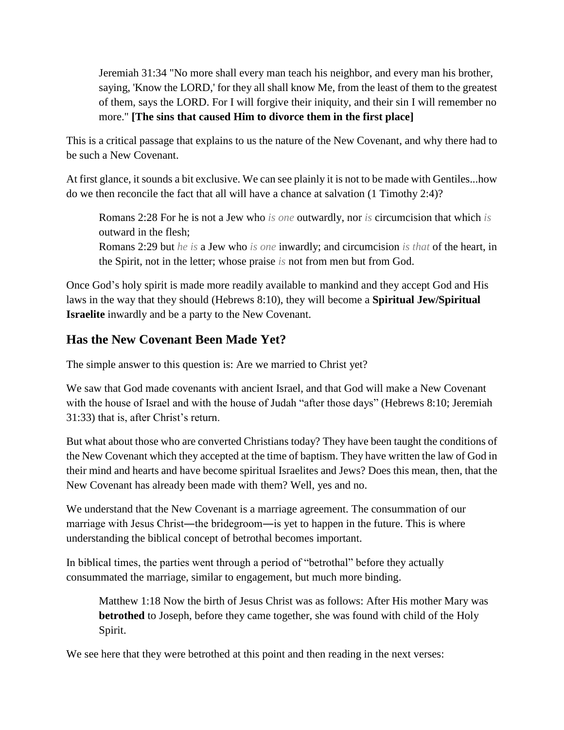> Jeremiah 31:34 "No more shall every man teach his neighbor, and every man his brother, saying, 'Know the LORD,' for they all shall know Me, from the least of them to the greatest of them, says the LORD. For I will forgive their iniquity, and their sin I will remember no more." **[The sins that caused Him to divorce them in the first place]**

This is a critical passage that explains to us the nature of the New Covenant, and why there had to be such a New Covenant.

At first glance, it sounds a bit exclusive. We can see plainly it is not to be made with Gentiles...how do we then reconcile the fact that all will have a chance at salvation (1 Timothy 2:4)?

> Romans 2:28 For he is not a Jew who *is one* outwardly, nor *is* circumcision that which *is* outward in the flesh;
> Romans 2:29 but *he is* a Jew who *is one* inwardly; and circumcision *is that* of the heart, in the Spirit, not in the letter; whose praise *is* not from men but from God.

Once God's holy spirit is made more readily available to mankind and they accept God and His laws in the way that they should (Hebrews 8:10), they will become a **Spiritual Jew/Spiritual Israelite** inwardly and be a party to the New Covenant.

## Has the New Covenant Been Made Yet?

The simple answer to this question is: Are we married to Christ yet?

We saw that God made covenants with ancient Israel, and that God will make a New Covenant with the house of Israel and with the house of Judah "after those days" (Hebrews 8:10; Jeremiah 31:33) that is, after Christ's return.

But what about those who are converted Christians today? They have been taught the conditions of the New Covenant which they accepted at the time of baptism. They have written the law of God in their mind and hearts and have become spiritual Israelites and Jews? Does this mean, then, that the New Covenant has already been made with them? Well, yes and no.

We understand that the New Covenant is a marriage agreement. The consummation of our marriage with Jesus Christ—the bridegroom—is yet to happen in the future. This is where understanding the biblical concept of betrothal becomes important.

In biblical times, the parties went through a period of "betrothal" before they actually consummated the marriage, similar to engagement, but much more binding.

> Matthew 1:18 Now the birth of Jesus Christ was as follows: After His mother Mary was **betrothed** to Joseph, before they came together, she was found with child of the Holy Spirit.

We see here that they were betrothed at this point and then reading in the next verses: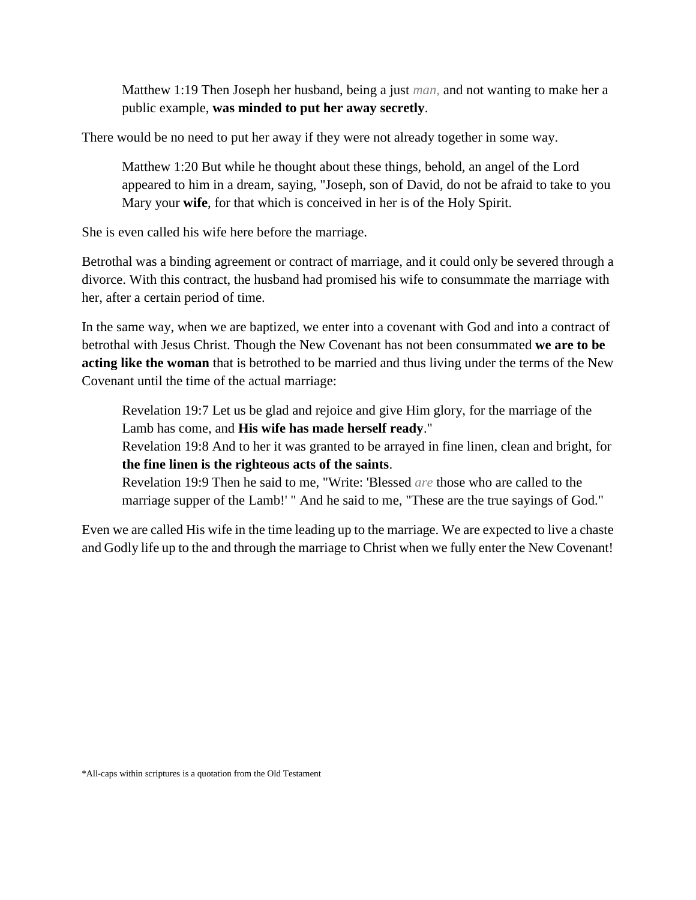> Matthew 1:19 Then Joseph her husband, being a just *man,* and not wanting to make her a public example, **was minded to put her away secretly**.

There would be no need to put her away if they were not already together in some way.

> Matthew 1:20 But while he thought about these things, behold, an angel of the Lord appeared to him in a dream, saying, "Joseph, son of David, do not be afraid to take to you Mary your **wife**, for that which is conceived in her is of the Holy Spirit.

She is even called his wife here before the marriage.

Betrothal was a binding agreement or contract of marriage, and it could only be severed through a divorce. With this contract, the husband had promised his wife to consummate the marriage with her, after a certain period of time.

In the same way, when we are baptized, we enter into a covenant with God and into a contract of betrothal with Jesus Christ. Though the New Covenant has not been consummated **we are to be acting like the woman** that is betrothed to be married and thus living under the terms of the New Covenant until the time of the actual marriage:

> Revelation 19:7 Let us be glad and rejoice and give Him glory, for the marriage of the Lamb has come, and **His wife has made herself ready**."
> Revelation 19:8 And to her it was granted to be arrayed in fine linen, clean and bright, for **the fine linen is the righteous acts of the saints**.
> Revelation 19:9 Then he said to me, "Write: 'Blessed *are* those who are called to the marriage supper of the Lamb!' " And he said to me, "These are the true sayings of God."

Even we are called His wife in the time leading up to the marriage. We are expected to live a chaste and Godly life up to the and through the marriage to Christ when we fully enter the New Covenant!

*All-caps within scriptures is a quotation from the Old Testament